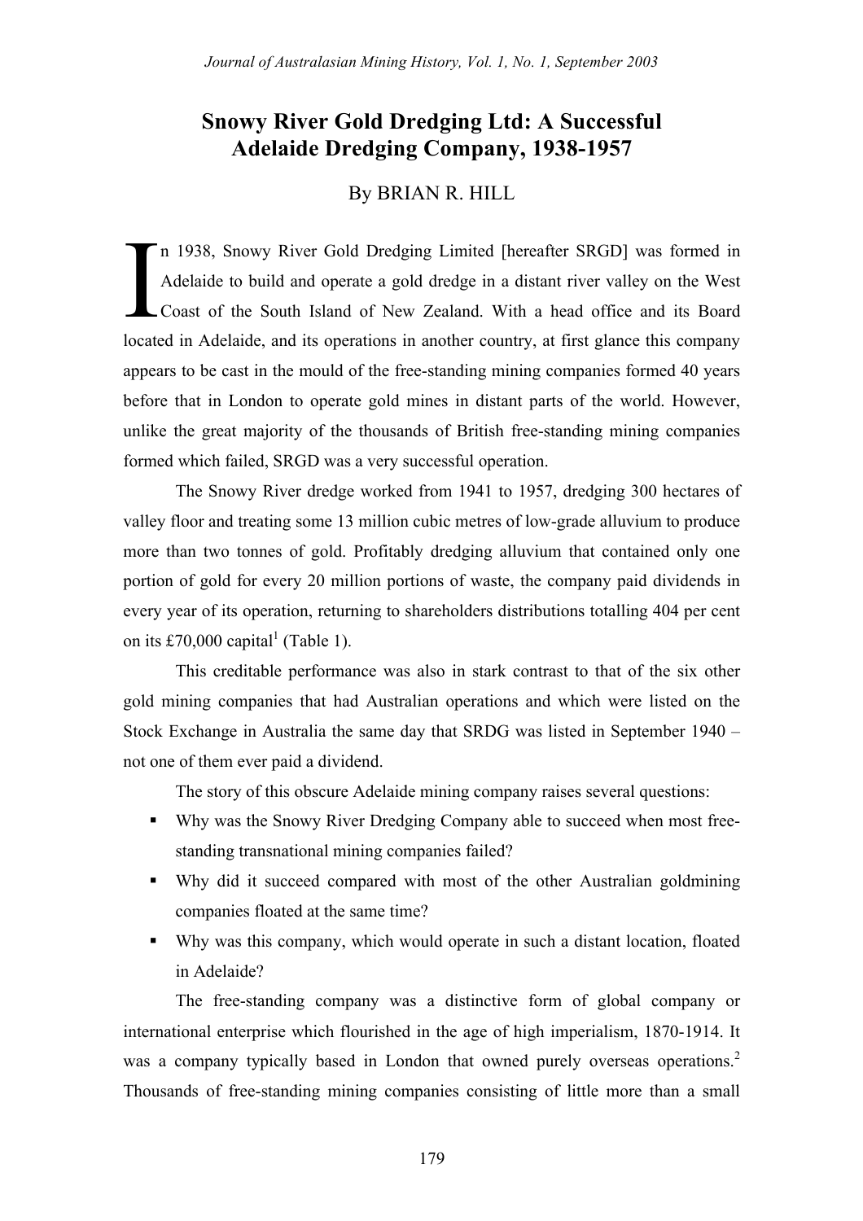# Snowy River Gold Dredging Ltd: A Successful Adelaide Dredging Company, 1938-1957

By BRIAN R. HILL

In 1938, Snowy River Gold Dredging Limited [hereafter SRGD] was formed in Adelaide to build and operate a gold dredge in a distant river valley on the West Coast of the South Island of New Zealand. With a head office and its Board located in Adelaide, and its operations in another country, at first glance this company appears to be cast in the mould of the free-standing mining companies formed 40 years before that in London to operate gold mines in distant parts of the world. However, unlike the great majority of the thousands of British free-standing mining companies formed which failed, SRGD was a very successful operation.

The Snowy River dredge worked from 1941 to 1957, dredging 300 hectares of valley floor and treating some 13 million cubic metres of low-grade alluvium to produce more than two tonnes of gold. Profitably dredging alluvium that contained only one portion of gold for every 20 million portions of waste, the company paid dividends in every year of its operation, returning to shareholders distributions totalling 404 per cent on its £70,000 capital[1] (Table 1).

This creditable performance was also in stark contrast to that of the six other gold mining companies that had Australian operations and which were listed on the Stock Exchange in Australia the same day that SRDG was listed in September 1940 – not one of them ever paid a dividend.

The story of this obscure Adelaide mining company raises several questions:

- Why was the Snowy River Dredging Company able to succeed when most free-standing transnational mining companies failed?
- Why did it succeed compared with most of the other Australian goldmining companies floated at the same time?
- Why was this company, which would operate in such a distant location, floated in Adelaide?

The free-standing company was a distinctive form of global company or international enterprise which flourished in the age of high imperialism, 1870-1914. It was a company typically based in London that owned purely overseas operations.[2] Thousands of free-standing mining companies consisting of little more than a small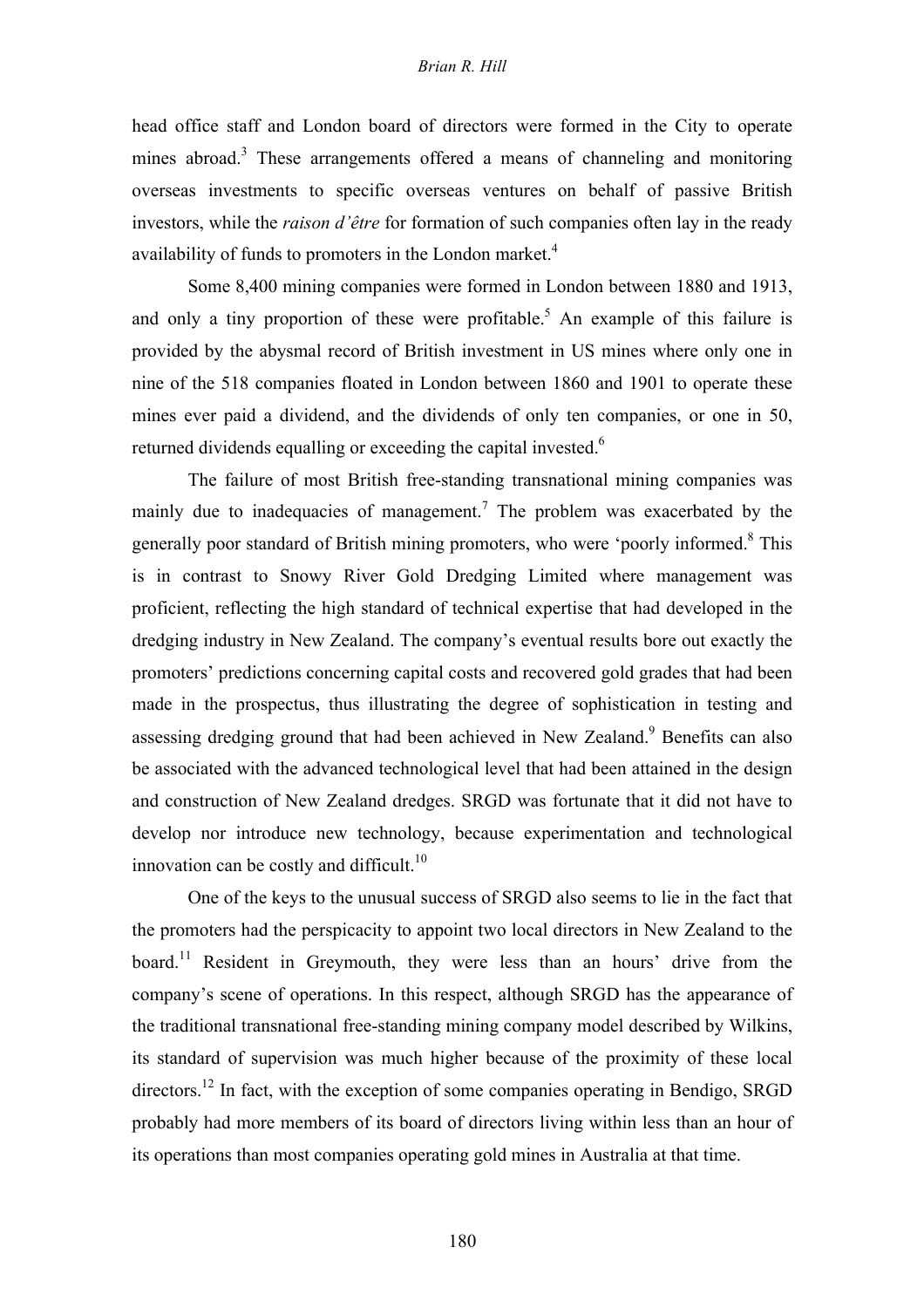head office staff and London board of directors were formed in the City to operate mines abroad.[3] These arrangements offered a means of channeling and monitoring overseas investments to specific overseas ventures on behalf of passive British investors, while the *raison d'être* for formation of such companies often lay in the ready availability of funds to promoters in the London market.[4]

Some 8,400 mining companies were formed in London between 1880 and 1913, and only a tiny proportion of these were profitable.[5] An example of this failure is provided by the abysmal record of British investment in US mines where only one in nine of the 518 companies floated in London between 1860 and 1901 to operate these mines ever paid a dividend, and the dividends of only ten companies, or one in 50, returned dividends equalling or exceeding the capital invested.[6]

The failure of most British free-standing transnational mining companies was mainly due to inadequacies of management.[7] The problem was exacerbated by the generally poor standard of British mining promoters, who were 'poorly informed.[8] This is in contrast to Snowy River Gold Dredging Limited where management was proficient, reflecting the high standard of technical expertise that had developed in the dredging industry in New Zealand. The company's eventual results bore out exactly the promoters' predictions concerning capital costs and recovered gold grades that had been made in the prospectus, thus illustrating the degree of sophistication in testing and assessing dredging ground that had been achieved in New Zealand.[9] Benefits can also be associated with the advanced technological level that had been attained in the design and construction of New Zealand dredges. SRGD was fortunate that it did not have to develop nor introduce new technology, because experimentation and technological innovation can be costly and difficult.[10]

One of the keys to the unusual success of SRGD also seems to lie in the fact that the promoters had the perspicacity to appoint two local directors in New Zealand to the board.[11] Resident in Greymouth, they were less than an hours' drive from the company's scene of operations. In this respect, although SRGD has the appearance of the traditional transnational free-standing mining company model described by Wilkins, its standard of supervision was much higher because of the proximity of these local directors.[12] In fact, with the exception of some companies operating in Bendigo, SRGD probably had more members of its board of directors living within less than an hour of its operations than most companies operating gold mines in Australia at that time.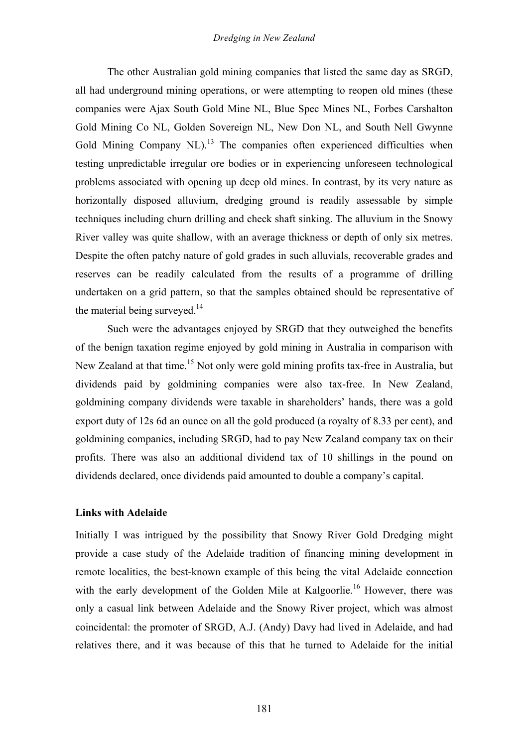The other Australian gold mining companies that listed the same day as SRGD, all had underground mining operations, or were attempting to reopen old mines (these companies were Ajax South Gold Mine NL, Blue Spec Mines NL, Forbes Carshalton Gold Mining Co NL, Golden Sovereign NL, New Don NL, and South Nell Gwynne Gold Mining Company NL).[13] The companies often experienced difficulties when testing unpredictable irregular ore bodies or in experiencing unforeseen technological problems associated with opening up deep old mines. In contrast, by its very nature as horizontally disposed alluvium, dredging ground is readily assessable by simple techniques including churn drilling and check shaft sinking. The alluvium in the Snowy River valley was quite shallow, with an average thickness or depth of only six metres. Despite the often patchy nature of gold grades in such alluvials, recoverable grades and reserves can be readily calculated from the results of a programme of drilling undertaken on a grid pattern, so that the samples obtained should be representative of the material being surveyed.[14]

Such were the advantages enjoyed by SRGD that they outweighed the benefits of the benign taxation regime enjoyed by gold mining in Australia in comparison with New Zealand at that time.[15] Not only were gold mining profits tax-free in Australia, but dividends paid by goldmining companies were also tax-free. In New Zealand, goldmining company dividends were taxable in shareholders' hands, there was a gold export duty of 12s 6d an ounce on all the gold produced (a royalty of 8.33 per cent), and goldmining companies, including SRGD, had to pay New Zealand company tax on their profits. There was also an additional dividend tax of 10 shillings in the pound on dividends declared, once dividends paid amounted to double a company's capital.

### Links with Adelaide

Initially I was intrigued by the possibility that Snowy River Gold Dredging might provide a case study of the Adelaide tradition of financing mining development in remote localities, the best-known example of this being the vital Adelaide connection with the early development of the Golden Mile at Kalgoorlie.[16] However, there was only a casual link between Adelaide and the Snowy River project, which was almost coincidental: the promoter of SRGD, A.J. (Andy) Davy had lived in Adelaide, and had relatives there, and it was because of this that he turned to Adelaide for the initial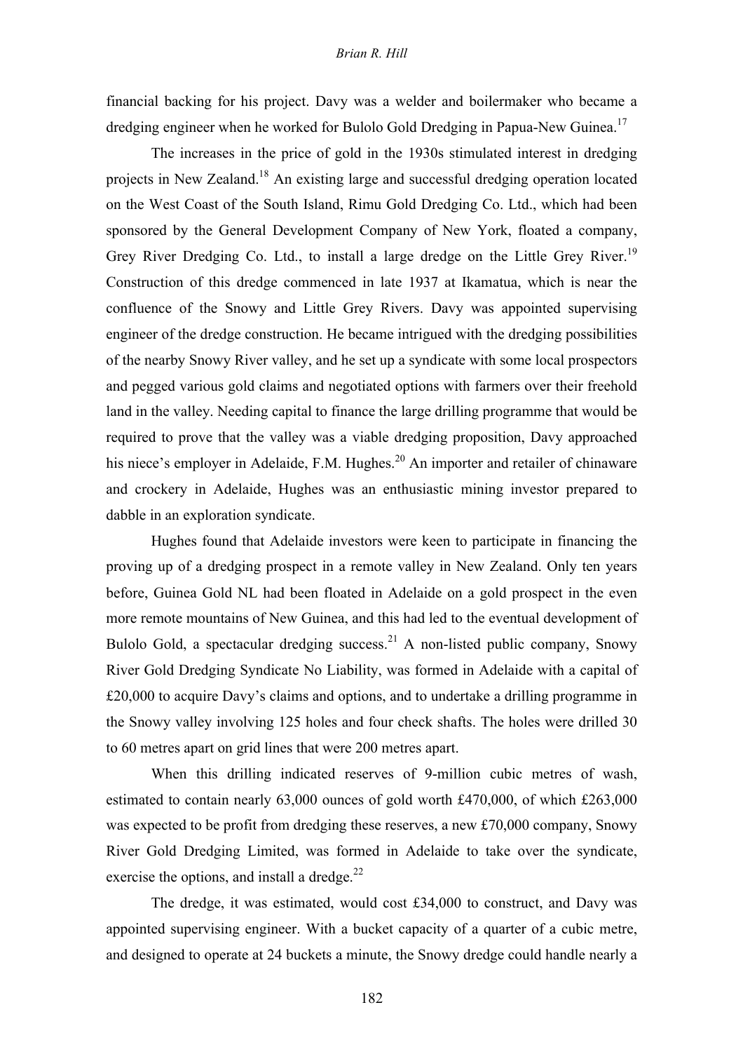financial backing for his project. Davy was a welder and boilermaker who became a dredging engineer when he worked for Bulolo Gold Dredging in Papua-New Guinea.[17]

The increases in the price of gold in the 1930s stimulated interest in dredging projects in New Zealand.[18] An existing large and successful dredging operation located on the West Coast of the South Island, Rimu Gold Dredging Co. Ltd., which had been sponsored by the General Development Company of New York, floated a company, Grey River Dredging Co. Ltd., to install a large dredge on the Little Grey River.[19] Construction of this dredge commenced in late 1937 at Ikamatua, which is near the confluence of the Snowy and Little Grey Rivers. Davy was appointed supervising engineer of the dredge construction. He became intrigued with the dredging possibilities of the nearby Snowy River valley, and he set up a syndicate with some local prospectors and pegged various gold claims and negotiated options with farmers over their freehold land in the valley. Needing capital to finance the large drilling programme that would be required to prove that the valley was a viable dredging proposition, Davy approached his niece's employer in Adelaide, F.M. Hughes.[20] An importer and retailer of chinaware and crockery in Adelaide, Hughes was an enthusiastic mining investor prepared to dabble in an exploration syndicate.

Hughes found that Adelaide investors were keen to participate in financing the proving up of a dredging prospect in a remote valley in New Zealand. Only ten years before, Guinea Gold NL had been floated in Adelaide on a gold prospect in the even more remote mountains of New Guinea, and this had led to the eventual development of Bulolo Gold, a spectacular dredging success.[21] A non-listed public company, Snowy River Gold Dredging Syndicate No Liability, was formed in Adelaide with a capital of £20,000 to acquire Davy's claims and options, and to undertake a drilling programme in the Snowy valley involving 125 holes and four check shafts. The holes were drilled 30 to 60 metres apart on grid lines that were 200 metres apart.

When this drilling indicated reserves of 9-million cubic metres of wash, estimated to contain nearly 63,000 ounces of gold worth £470,000, of which £263,000 was expected to be profit from dredging these reserves, a new £70,000 company, Snowy River Gold Dredging Limited, was formed in Adelaide to take over the syndicate, exercise the options, and install a dredge.[22]

The dredge, it was estimated, would cost £34,000 to construct, and Davy was appointed supervising engineer. With a bucket capacity of a quarter of a cubic metre, and designed to operate at 24 buckets a minute, the Snowy dredge could handle nearly a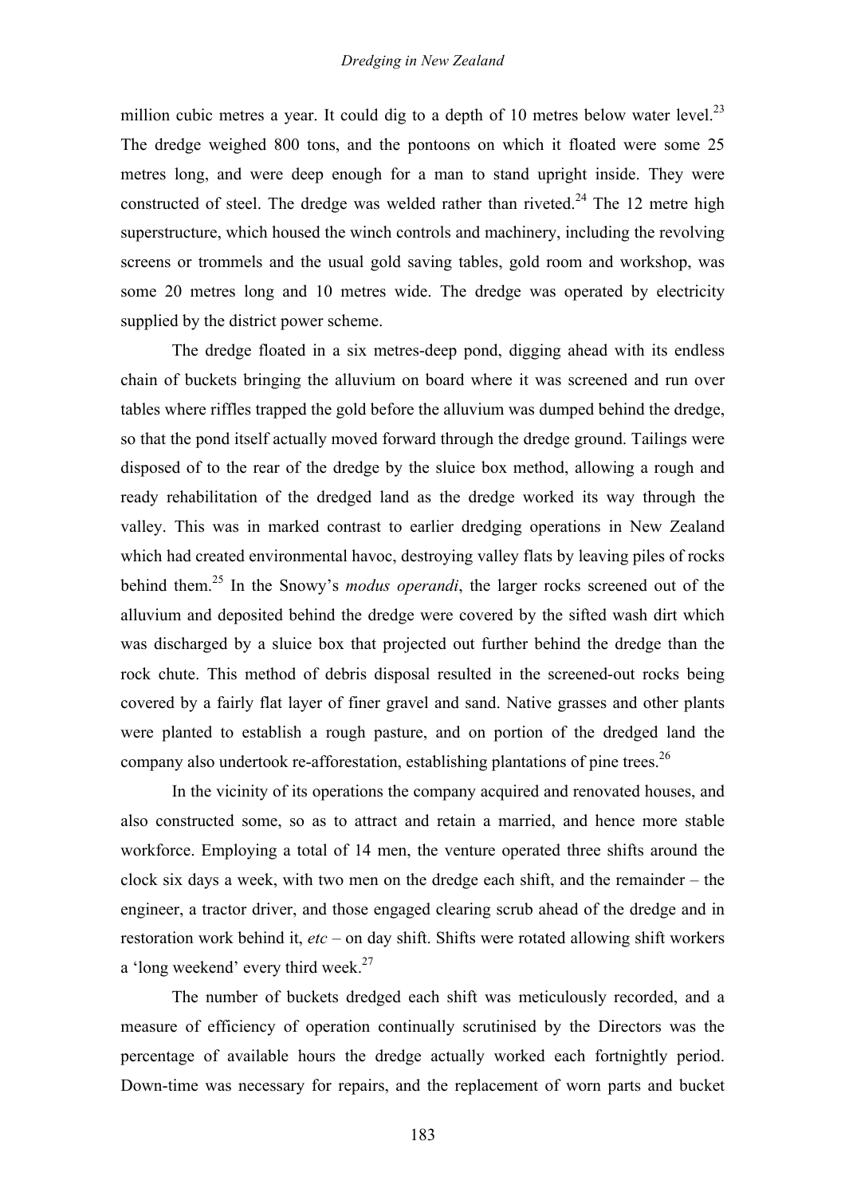million cubic metres a year. It could dig to a depth of 10 metres below water level.[23] The dredge weighed 800 tons, and the pontoons on which it floated were some 25 metres long, and were deep enough for a man to stand upright inside. They were constructed of steel. The dredge was welded rather than riveted.[24] The 12 metre high superstructure, which housed the winch controls and machinery, including the revolving screens or trommels and the usual gold saving tables, gold room and workshop, was some 20 metres long and 10 metres wide. The dredge was operated by electricity supplied by the district power scheme.

The dredge floated in a six metres-deep pond, digging ahead with its endless chain of buckets bringing the alluvium on board where it was screened and run over tables where riffles trapped the gold before the alluvium was dumped behind the dredge, so that the pond itself actually moved forward through the dredge ground. Tailings were disposed of to the rear of the dredge by the sluice box method, allowing a rough and ready rehabilitation of the dredged land as the dredge worked its way through the valley. This was in marked contrast to earlier dredging operations in New Zealand which had created environmental havoc, destroying valley flats by leaving piles of rocks behind them.[25] In the Snowy's *modus operandi*, the larger rocks screened out of the alluvium and deposited behind the dredge were covered by the sifted wash dirt which was discharged by a sluice box that projected out further behind the dredge than the rock chute. This method of debris disposal resulted in the screened-out rocks being covered by a fairly flat layer of finer gravel and sand. Native grasses and other plants were planted to establish a rough pasture, and on portion of the dredged land the company also undertook re-afforestation, establishing plantations of pine trees.[26]

In the vicinity of its operations the company acquired and renovated houses, and also constructed some, so as to attract and retain a married, and hence more stable workforce. Employing a total of 14 men, the venture operated three shifts around the clock six days a week, with two men on the dredge each shift, and the remainder – the engineer, a tractor driver, and those engaged clearing scrub ahead of the dredge and in restoration work behind it, *etc* – on day shift. Shifts were rotated allowing shift workers a 'long weekend' every third week.[27]

The number of buckets dredged each shift was meticulously recorded, and a measure of efficiency of operation continually scrutinised by the Directors was the percentage of available hours the dredge actually worked each fortnightly period. Down-time was necessary for repairs, and the replacement of worn parts and bucket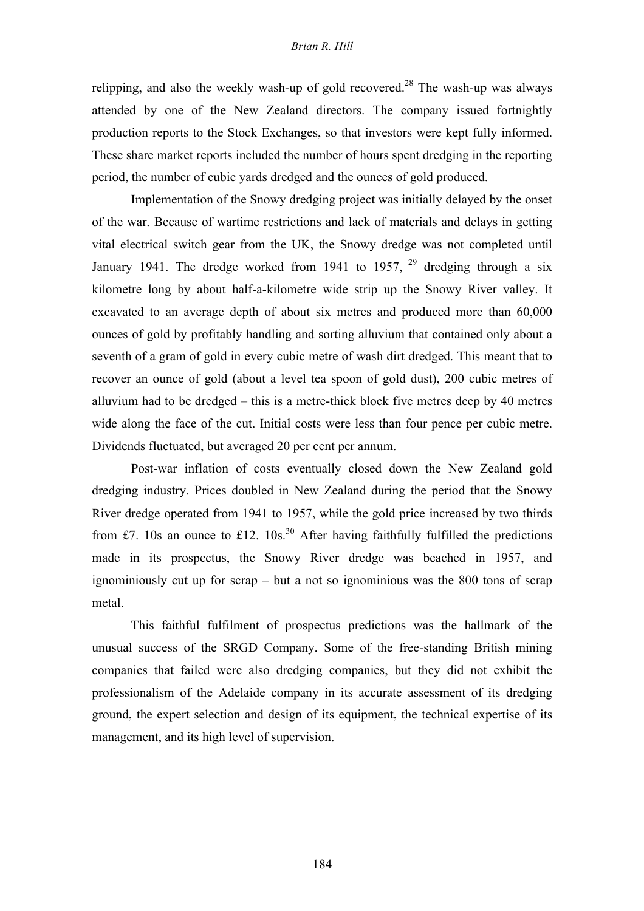relipping, and also the weekly wash-up of gold recovered.[28] The wash-up was always attended by one of the New Zealand directors. The company issued fortnightly production reports to the Stock Exchanges, so that investors were kept fully informed. These share market reports included the number of hours spent dredging in the reporting period, the number of cubic yards dredged and the ounces of gold produced.

Implementation of the Snowy dredging project was initially delayed by the onset of the war. Because of wartime restrictions and lack of materials and delays in getting vital electrical switch gear from the UK, the Snowy dredge was not completed until January 1941. The dredge worked from 1941 to 1957, [29] dredging through a six kilometre long by about half-a-kilometre wide strip up the Snowy River valley. It excavated to an average depth of about six metres and produced more than 60,000 ounces of gold by profitably handling and sorting alluvium that contained only about a seventh of a gram of gold in every cubic metre of wash dirt dredged. This meant that to recover an ounce of gold (about a level tea spoon of gold dust), 200 cubic metres of alluvium had to be dredged – this is a metre-thick block five metres deep by 40 metres wide along the face of the cut. Initial costs were less than four pence per cubic metre. Dividends fluctuated, but averaged 20 per cent per annum.

Post-war inflation of costs eventually closed down the New Zealand gold dredging industry. Prices doubled in New Zealand during the period that the Snowy River dredge operated from 1941 to 1957, while the gold price increased by two thirds from £7. 10s an ounce to £12. 10s.[30] After having faithfully fulfilled the predictions made in its prospectus, the Snowy River dredge was beached in 1957, and ignominiously cut up for scrap – but a not so ignominious was the 800 tons of scrap metal.

This faithful fulfilment of prospectus predictions was the hallmark of the unusual success of the SRGD Company. Some of the free-standing British mining companies that failed were also dredging companies, but they did not exhibit the professionalism of the Adelaide company in its accurate assessment of its dredging ground, the expert selection and design of its equipment, the technical expertise of its management, and its high level of supervision.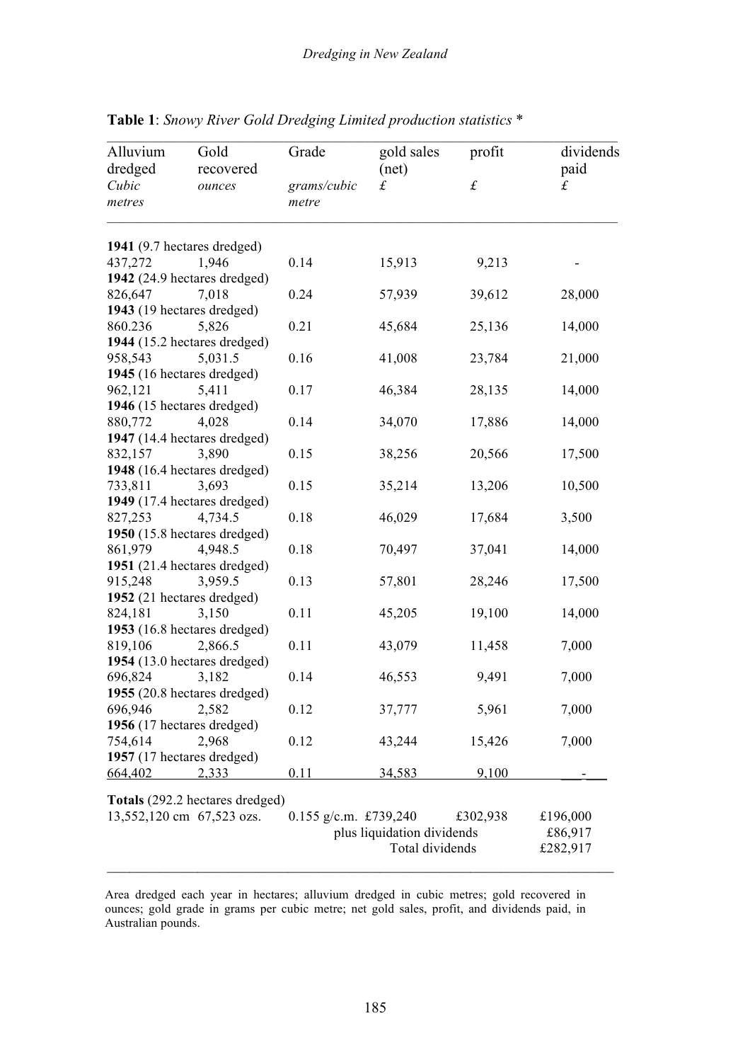**Table 1**: *Snowy River Gold Dredging Limited production statistics* *

| Alluvium dredged *Cubic metres* | Gold recovered *ounces* | Grade *grams/cubic metre* | gold sales (net) *£* | profit *£* | dividends paid *£* |
|---|---|---|---|---|---|
| **1941** (9.7 hectares dredged) | | | | | |
| 437,272 | 1,946 | 0.14 | 15,913 | 9,213 | - |
| **1942** (24.9 hectares dredged) | | | | | |
| 826,647 | 7,018 | 0.24 | 57,939 | 39,612 | 28,000 |
| **1943** (19 hectares dredged) | | | | | |
| 860.236 | 5,826 | 0.21 | 45,684 | 25,136 | 14,000 |
| **1944** (15.2 hectares dredged) | | | | | |
| 958,543 | 5,031.5 | 0.16 | 41,008 | 23,784 | 21,000 |
| **1945** (16 hectares dredged) | | | | | |
| 962,121 | 5,411 | 0.17 | 46,384 | 28,135 | 14,000 |
| **1946** (15 hectares dredged) | | | | | |
| 880,772 | 4,028 | 0.14 | 34,070 | 17,886 | 14,000 |
| **1947** (14.4 hectares dredged) | | | | | |
| 832,157 | 3,890 | 0.15 | 38,256 | 20,566 | 17,500 |
| **1948** (16.4 hectares dredged) | | | | | |
| 733,811 | 3,693 | 0.15 | 35,214 | 13,206 | 10,500 |
| **1949** (17.4 hectares dredged) | | | | | |
| 827,253 | 4,734.5 | 0.18 | 46,029 | 17,684 | 3,500 |
| **1950** (15.8 hectares dredged) | | | | | |
| 861,979 | 4,948.5 | 0.18 | 70,497 | 37,041 | 14,000 |
| **1951** (21.4 hectares dredged) | | | | | |
| 915,248 | 3,959.5 | 0.13 | 57,801 | 28,246 | 17,500 |
| **1952** (21 hectares dredged) | | | | | |
| 824,181 | 3,150 | 0.11 | 45,205 | 19,100 | 14,000 |
| **1953** (16.8 hectares dredged) | | | | | |
| 819,106 | 2,866.5 | 0.11 | 43,079 | 11,458 | 7,000 |
| **1954** (13.0 hectares dredged) | | | | | |
| 696,824 | 3,182 | 0.14 | 46,553 | 9,491 | 7,000 |
| **1955** (20.8 hectares dredged) | | | | | |
| 696,946 | 2,582 | 0.12 | 37,777 | 5,961 | 7,000 |
| **1956** (17 hectares dredged) | | | | | |
| 754,614 | 2,968 | 0.12 | 43,244 | 15,426 | 7,000 |
| **1957** (17 hectares dredged) | | | | | |
| 664,402 | 2,333 | 0.11 | 34,583 | 9,100 | - |
| **Totals** (292.2 hectares dredged) | | | | | |
| 13,552,120 cm | 67,523 ozs. | 0.155 g/c.m. | £739,240 | £302,938 | £196,000 |
| | | plus liquidation dividends | | | £86,917 |
| | | | Total dividends | | £282,917 |

Area dredged each year in hectares; alluvium dredged in cubic metres; gold recovered in ounces; gold grade in grams per cubic metre; net gold sales, profit, and dividends paid, in Australian pounds.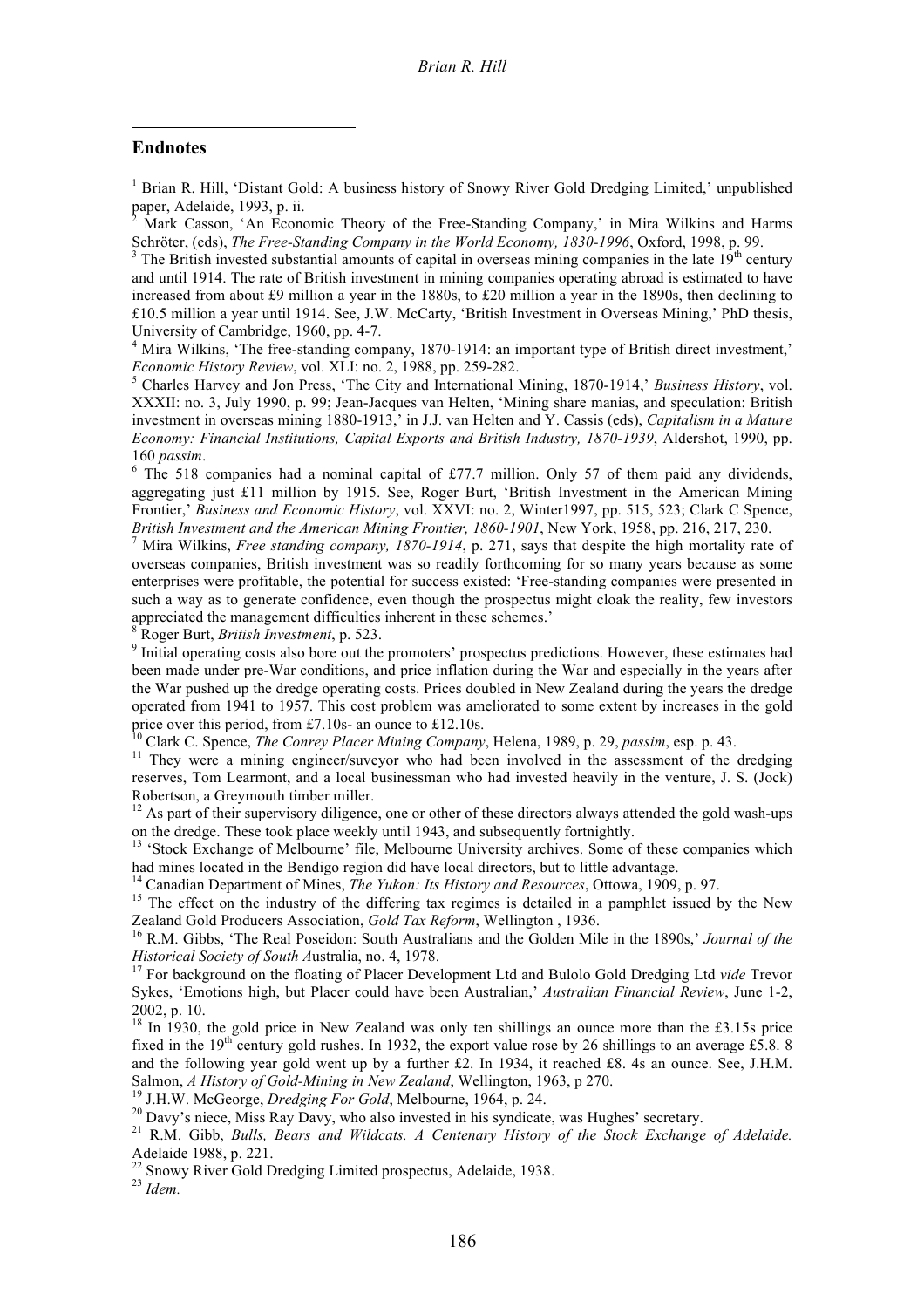## Endnotes

[1] Brian R. Hill, 'Distant Gold: A business history of Snowy River Gold Dredging Limited,' unpublished paper, Adelaide, 1993, p. ii.

[2] Mark Casson, 'An Economic Theory of the Free-Standing Company,' in Mira Wilkins and Harms Schröter, (eds), *The Free-Standing Company in the World Economy, 1830-1996*, Oxford, 1998, p. 99.

[3] The British invested substantial amounts of capital in overseas mining companies in the late 19th century and until 1914. The rate of British investment in mining companies operating abroad is estimated to have increased from about £9 million a year in the 1880s, to £20 million a year in the 1890s, then declining to £10.5 million a year until 1914. See, J.W. McCarty, 'British Investment in Overseas Mining,' PhD thesis, University of Cambridge, 1960, pp. 4-7.

[4] Mira Wilkins, 'The free-standing company, 1870-1914: an important type of British direct investment,' *Economic History Review*, vol. XLI: no. 2, 1988, pp. 259-282.

[5] Charles Harvey and Jon Press, 'The City and International Mining, 1870-1914,' *Business History*, vol. XXXII: no. 3, July 1990, p. 99; Jean-Jacques van Helten, 'Mining share manias, and speculation: British investment in overseas mining 1880-1913,' in J.J. van Helten and Y. Cassis (eds), *Capitalism in a Mature Economy: Financial Institutions, Capital Exports and British Industry, 1870-1939*, Aldershot, 1990, pp. 160 *passim*.

[6] The 518 companies had a nominal capital of £77.7 million. Only 57 of them paid any dividends, aggregating just £11 million by 1915. See, Roger Burt, 'British Investment in the American Mining Frontier,' *Business and Economic History*, vol. XXVI: no. 2, Winter1997, pp. 515, 523; Clark C Spence, *British Investment and the American Mining Frontier, 1860-1901*, New York, 1958, pp. 216, 217, 230.

[7] Mira Wilkins, *Free standing company, 1870-1914*, p. 271, says that despite the high mortality rate of overseas companies, British investment was so readily forthcoming for so many years because as some enterprises were profitable, the potential for success existed: 'Free-standing companies were presented in such a way as to generate confidence, even though the prospectus might cloak the reality, few investors appreciated the management difficulties inherent in these schemes.'

[8] Roger Burt, *British Investment*, p. 523.

[9] Initial operating costs also bore out the promoters' prospectus predictions. However, these estimates had been made under pre-War conditions, and price inflation during the War and especially in the years after the War pushed up the dredge operating costs. Prices doubled in New Zealand during the years the dredge operated from 1941 to 1957. This cost problem was ameliorated to some extent by increases in the gold price over this period, from £7.10s- an ounce to £12.10s.

[10] Clark C. Spence, *The Conrey Placer Mining Company*, Helena, 1989, p. 29, *passim*, esp. p. 43.

[11] They were a mining engineer/suveyor who had been involved in the assessment of the dredging reserves, Tom Learmont, and a local businessman who had invested heavily in the venture, J. S. (Jock) Robertson, a Greymouth timber miller.

[12] As part of their supervisory diligence, one or other of these directors always attended the gold wash-ups on the dredge. These took place weekly until 1943, and subsequently fortnightly.

[13] 'Stock Exchange of Melbourne' file, Melbourne University archives. Some of these companies which had mines located in the Bendigo region did have local directors, but to little advantage.

[14] Canadian Department of Mines, *The Yukon: Its History and Resources*, Ottowa, 1909, p. 97.

[15] The effect on the industry of the differing tax regimes is detailed in a pamphlet issued by the New Zealand Gold Producers Association, *Gold Tax Reform*, Wellington , 1936.

[16] R.M. Gibbs, 'The Real Poseidon: South Australians and the Golden Mile in the 1890s,' *Journal of the Historical Society of South A*ustralia, no. 4, 1978.

[17] For background on the floating of Placer Development Ltd and Bulolo Gold Dredging Ltd *vide* Trevor Sykes, 'Emotions high, but Placer could have been Australian,' *Australian Financial Review*, June 1-2, 2002, p. 10.

[18] In 1930, the gold price in New Zealand was only ten shillings an ounce more than the £3.15s price fixed in the 19th century gold rushes. In 1932, the export value rose by 26 shillings to an average £5.8. 8 and the following year gold went up by a further £2. In 1934, it reached £8. 4s an ounce. See, J.H.M. Salmon, *A History of Gold-Mining in New Zealand*, Wellington, 1963, p 270.

[19] J.H.W. McGeorge, *Dredging For Gold*, Melbourne, 1964, p. 24.

[20] Davy's niece, Miss Ray Davy, who also invested in his syndicate, was Hughes' secretary.

[21] R.M. Gibb, *Bulls, Bears and Wildcats. A Centenary History of the Stock Exchange of Adelaide.* Adelaide 1988, p. 221.

[22] Snowy River Gold Dredging Limited prospectus, Adelaide, 1938.

[23] *Idem.*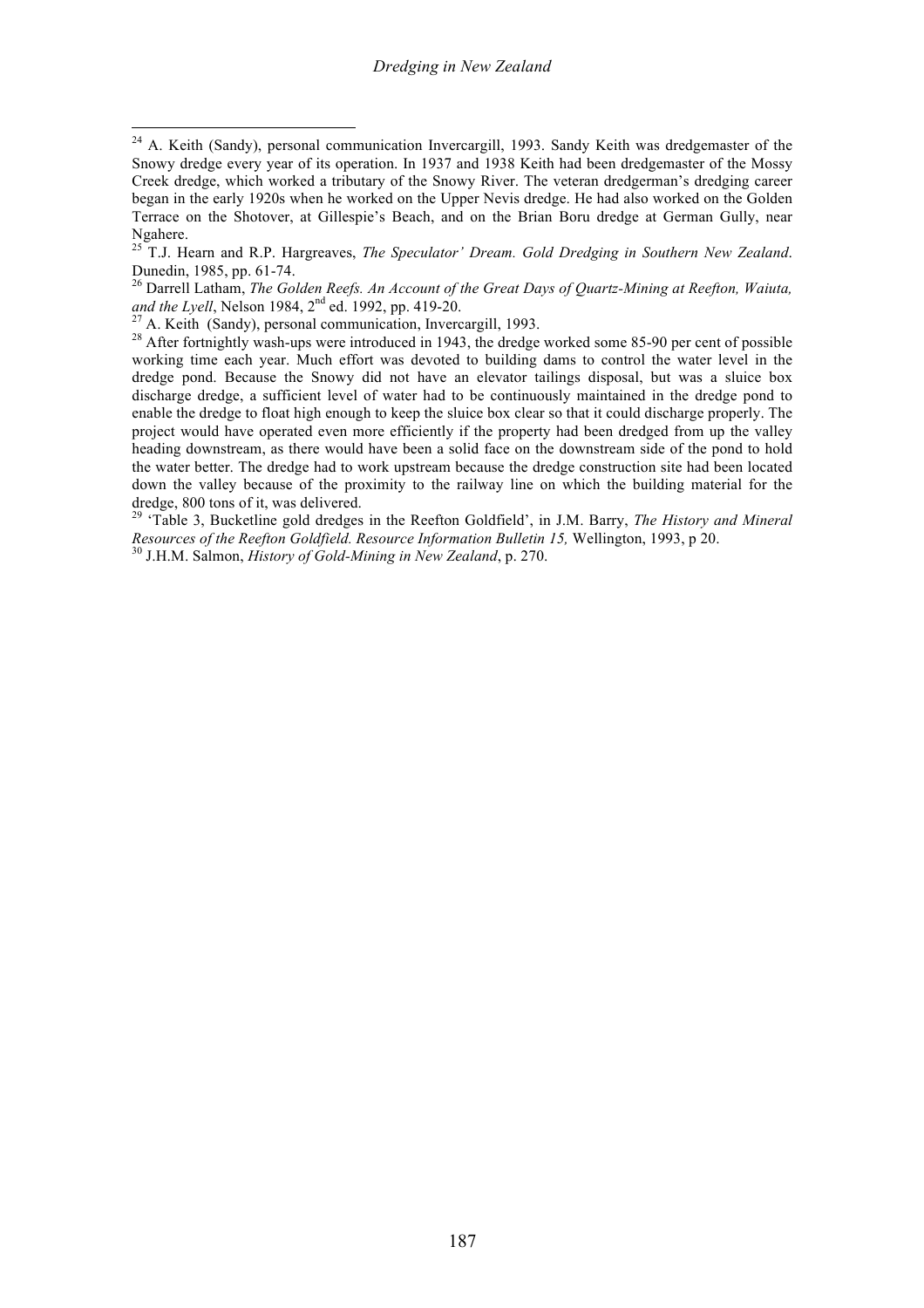[24] A. Keith (Sandy), personal communication Invercargill, 1993. Sandy Keith was dredgemaster of the Snowy dredge every year of its operation. In 1937 and 1938 Keith had been dredgemaster of the Mossy Creek dredge, which worked a tributary of the Snowy River. The veteran dredgerman's dredging career began in the early 1920s when he worked on the Upper Nevis dredge. He had also worked on the Golden Terrace on the Shotover, at Gillespie's Beach, and on the Brian Boru dredge at German Gully, near Ngahere.

[25] T.J. Hearn and R.P. Hargreaves, *The Speculator' Dream. Gold Dredging in Southern New Zealand*. Dunedin, 1985, pp. 61-74.

[26] Darrell Latham, *The Golden Reefs. An Account of the Great Days of Quartz-Mining at Reefton, Waiuta, and the Lyell*, Nelson 1984, 2nd ed. 1992, pp. 419-20.

[27] A. Keith (Sandy), personal communication, Invercargill, 1993.

[28] After fortnightly wash-ups were introduced in 1943, the dredge worked some 85-90 per cent of possible working time each year. Much effort was devoted to building dams to control the water level in the dredge pond. Because the Snowy did not have an elevator tailings disposal, but was a sluice box discharge dredge, a sufficient level of water had to be continuously maintained in the dredge pond to enable the dredge to float high enough to keep the sluice box clear so that it could discharge properly. The project would have operated even more efficiently if the property had been dredged from up the valley heading downstream, as there would have been a solid face on the downstream side of the pond to hold the water better. The dredge had to work upstream because the dredge construction site had been located down the valley because of the proximity to the railway line on which the building material for the dredge, 800 tons of it, was delivered.

[29] 'Table 3, Bucketline gold dredges in the Reefton Goldfield', in J.M. Barry, *The History and Mineral Resources of the Reefton Goldfield. Resource Information Bulletin 15,* Wellington, 1993, p 20.

[30] J.H.M. Salmon, *History of Gold-Mining in New Zealand*, p. 270.